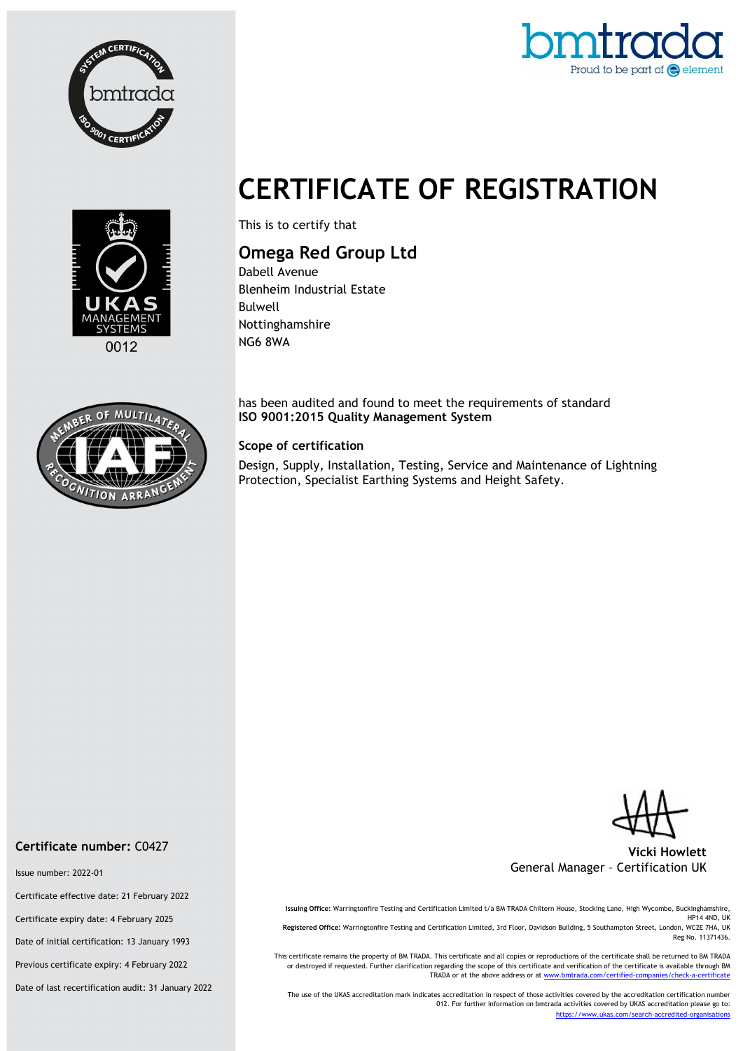# CERTIFICATE OF REGISTRATION

This is to certify that

## Omega Red Group Ltd

Dabell Avenue
Blenheim Industrial Estate
Bulwell
Nottinghamshire
NG6 8WA

has been audited and found to meet the requirements of standard
**ISO 9001:2015 Quality Management System**

### Scope of certification

Design, Supply, Installation, Testing, Service and Maintenance of Lightning Protection, Specialist Earthing Systems and Height Safety.

**Certificate number:** C0427

Issue number: 2022-01

Certificate effective date: 21 February 2022

Certificate expiry date: 4 February 2025

Date of initial certification: 13 January 1993

Previous certificate expiry: 4 February 2022

Date of last recertification audit: 31 January 2022

**Vicki Howlett**
General Manager – Certification UK

**Issuing Office:** Warringtonfire Testing and Certification Limited t/a BM TRADA Chiltern House, Stocking Lane, High Wycombe, Buckinghamshire, HP14 4ND, UK
**Registered Office:** Warringtonfire Testing and Certification Limited, 3rd Floor, Davidson Building, 5 Southampton Street, London, WC2E 7HA, UK Reg No. 11371436.

This certificate remains the property of BM TRADA. This certificate and all copies or reproductions of the certificate shall be returned to BM TRADA or destroyed if requested. Further clarification regarding the scope of this certificate and verification of the certificate is available through BM TRADA or at the above address or at www.bmtrada.com/certified-companies/check-a-certificate

The use of the UKAS accreditation mark indicates accreditation in respect of those activities covered by the accreditation certification number 012. For further information on bmtrada activities covered by UKAS accreditation please go to: https://www.ukas.com/search-accredited-organisations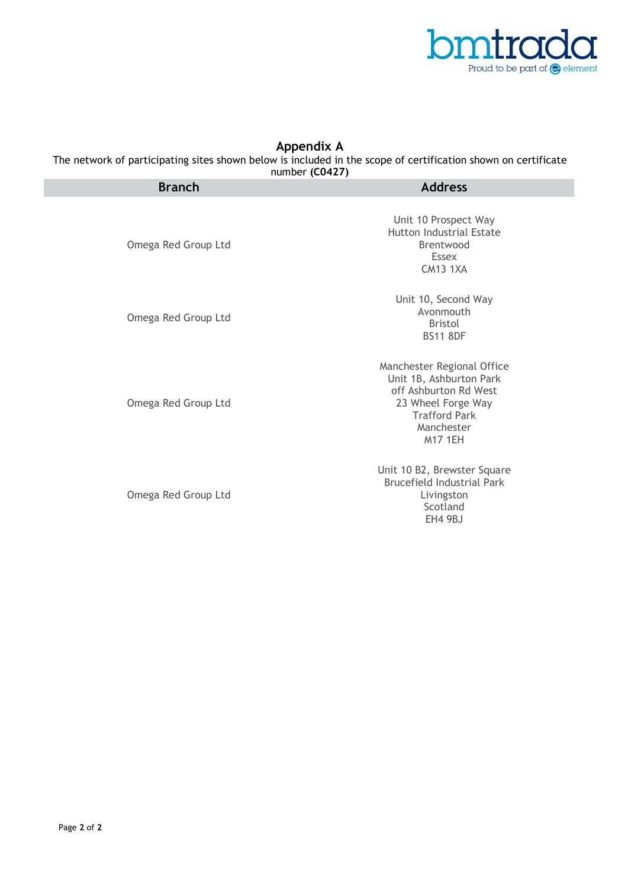## Appendix A

The network of participating sites shown below is included in the scope of certification shown on certificate number **(C0427)**

| Branch | Address |
| --- | --- |
| Omega Red Group Ltd | Unit 10 Prospect Way<br>Hutton Industrial Estate<br>Brentwood<br>Essex<br>CM13 1XA |
| Omega Red Group Ltd | Unit 10, Second Way<br>Avonmouth<br>Bristol<br>BS11 8DF |
| Omega Red Group Ltd | Manchester Regional Office<br>Unit 1B, Ashburton Park<br>off Ashburton Rd West<br>23 Wheel Forge Way<br>Trafford Park<br>Manchester<br>M17 1EH |
| Omega Red Group Ltd | Unit 10 B2, Brewster Square<br>Brucefield Industrial Park<br>Livingston<br>Scotland<br>EH4 9BJ |